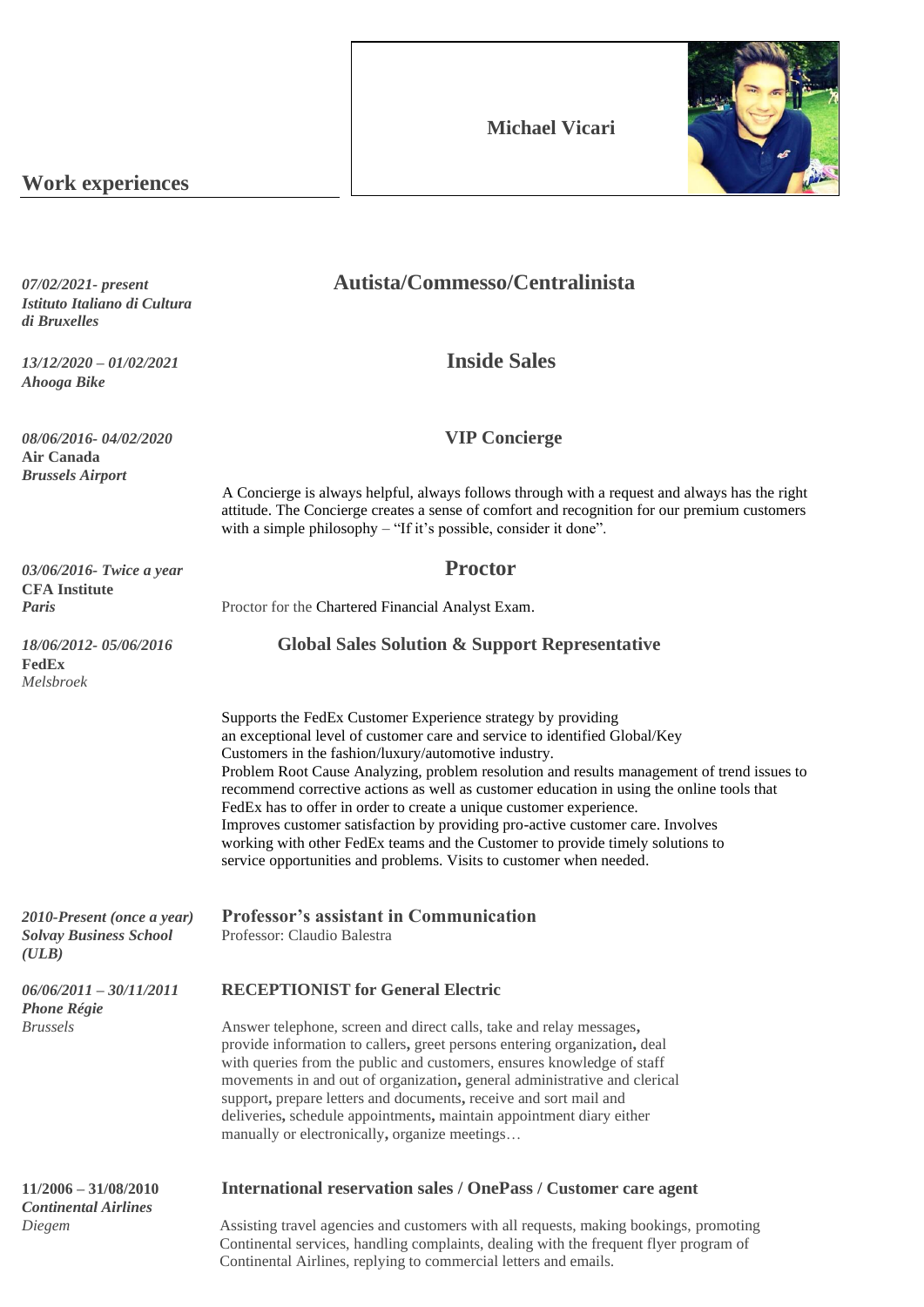**Michael Vicari**

## Work experiences

*07/02/2021- present*
*Istituto Italiano di Cultura di Bruxelles*

### Autista/Commesso/Centralinista

*13/12/2020 – 01/02/2021*
*Ahooga Bike*

### Inside Sales

*08/06/2016- 04/02/2020*
**Air Canada**
*Brussels Airport*

### VIP Concierge

A Concierge is always helpful, always follows through with a request and always has the right attitude. The Concierge creates a sense of comfort and recognition for our premium customers with a simple philosophy – "If it's possible, consider it done".

*03/06/2016- Twice a year*
**CFA Institute**
*Paris*

### Proctor

Proctor for the Chartered Financial Analyst Exam.

*18/06/2012- 05/06/2016*
**FedEx**
*Melsbroek*

### Global Sales Solution & Support Representative

Supports the FedEx Customer Experience strategy by providing an exceptional level of customer care and service to identified Global/Key Customers in the fashion/luxury/automotive industry.
Problem Root Cause Analyzing, problem resolution and results management of trend issues to recommend corrective actions as well as customer education in using the online tools that FedEx has to offer in order to create a unique customer experience.
Improves customer satisfaction by providing pro-active customer care. Involves working with other FedEx teams and the Customer to provide timely solutions to service opportunities and problems. Visits to customer when needed.

*2010-Present (once a year)*
*Solvay Business School (ULB)*

**Professor's assistant in Communication**
Professor: Claudio Balestra

*06/06/2011 – 30/11/2011*
*Phone Régie*
*Brussels*

**RECEPTIONIST for General Electric**

Answer telephone, screen and direct calls, take and relay messages, provide information to callers, greet persons entering organization, deal with queries from the public and customers, ensures knowledge of staff movements in and out of organization, general administrative and clerical support, prepare letters and documents, receive and sort mail and deliveries, schedule appointments, maintain appointment diary either manually or electronically, organize meetings…

**11/2006 – 31/08/2010**
*Continental Airlines*
*Diegem*

**International reservation sales / OnePass / Customer care agent**

Assisting travel agencies and customers with all requests, making bookings, promoting Continental services, handling complaints, dealing with the frequent flyer program of Continental Airlines, replying to commercial letters and emails.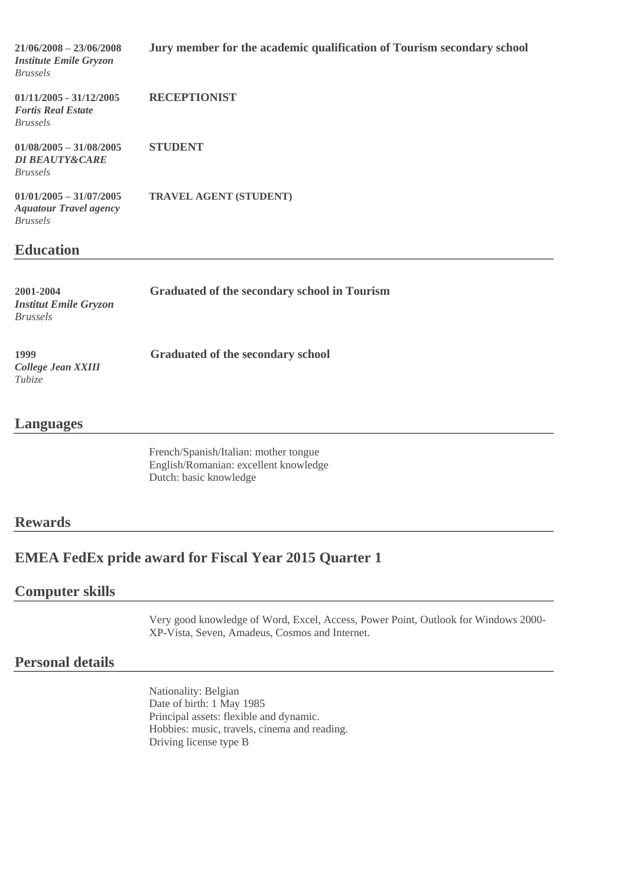**21/06/2008 – 23/06/2008**
***Institute Emile Gryzon***
*Brussels*

**Jury member for the academic qualification of Tourism secondary school**

**01/11/2005 - 31/12/2005**
***Fortis Real Estate***
*Brussels*

**RECEPTIONIST**

**01/08/2005 – 31/08/2005**
***DI BEAUTY&CARE***
*Brussels*

**STUDENT**

**01/01/2005 – 31/07/2005**
***Aquatour Travel agency***
*Brussels*

**TRAVEL AGENT (STUDENT)**

## Education

**2001-2004**
***Institut Emile Gryzon***
*Brussels*

**Graduated of the secondary school in Tourism**

**1999**
***College Jean XXIII***
*Tubize*

**Graduated of the secondary school**

## Languages

French/Spanish/Italian: mother tongue
English/Romanian: excellent knowledge
Dutch: basic knowledge

## Rewards

## EMEA FedEx pride award for Fiscal Year 2015 Quarter 1

## Computer skills

Very good knowledge of Word, Excel, Access, Power Point, Outlook for Windows 2000-XP-Vista, Seven, Amadeus, Cosmos and Internet.

## Personal details

Nationality: Belgian
Date of birth: 1 May 1985
Principal assets: flexible and dynamic.
Hobbies: music, travels, cinema and reading.
Driving license type B